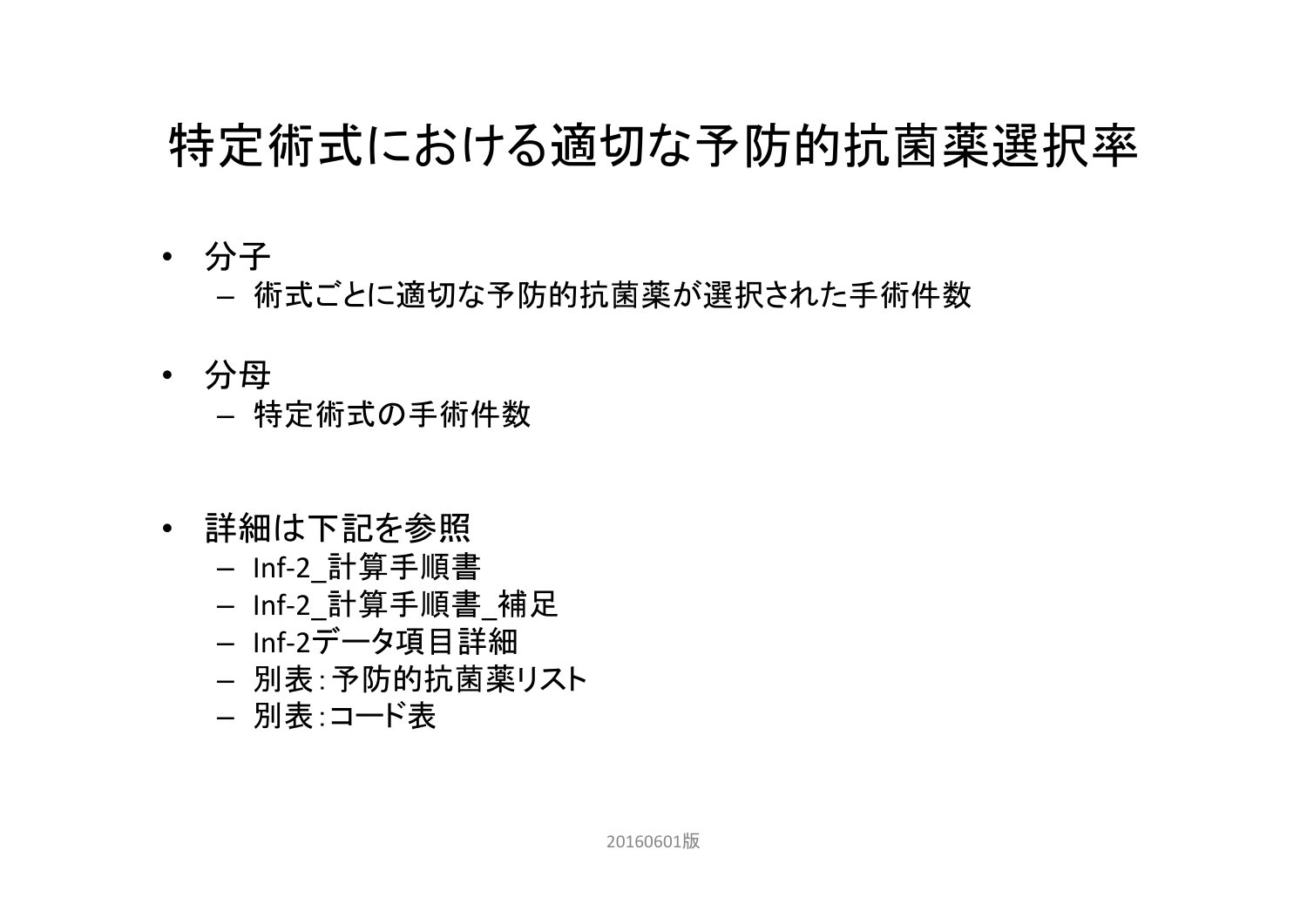# 特定術式における適切な予防的抗菌薬選択率

- 分子
  - 術式ごとに適切な予防的抗菌薬が選択された手術件数

- 分母
  - 特定術式の手術件数

- 詳細は下記を参照
  - Inf-2_計算手順書
  - Inf-2_計算手順書_補足
  - Inf-2データ項目詳細
  - 別表：予防的抗菌薬リスト
  - 別表：コード表

20160601版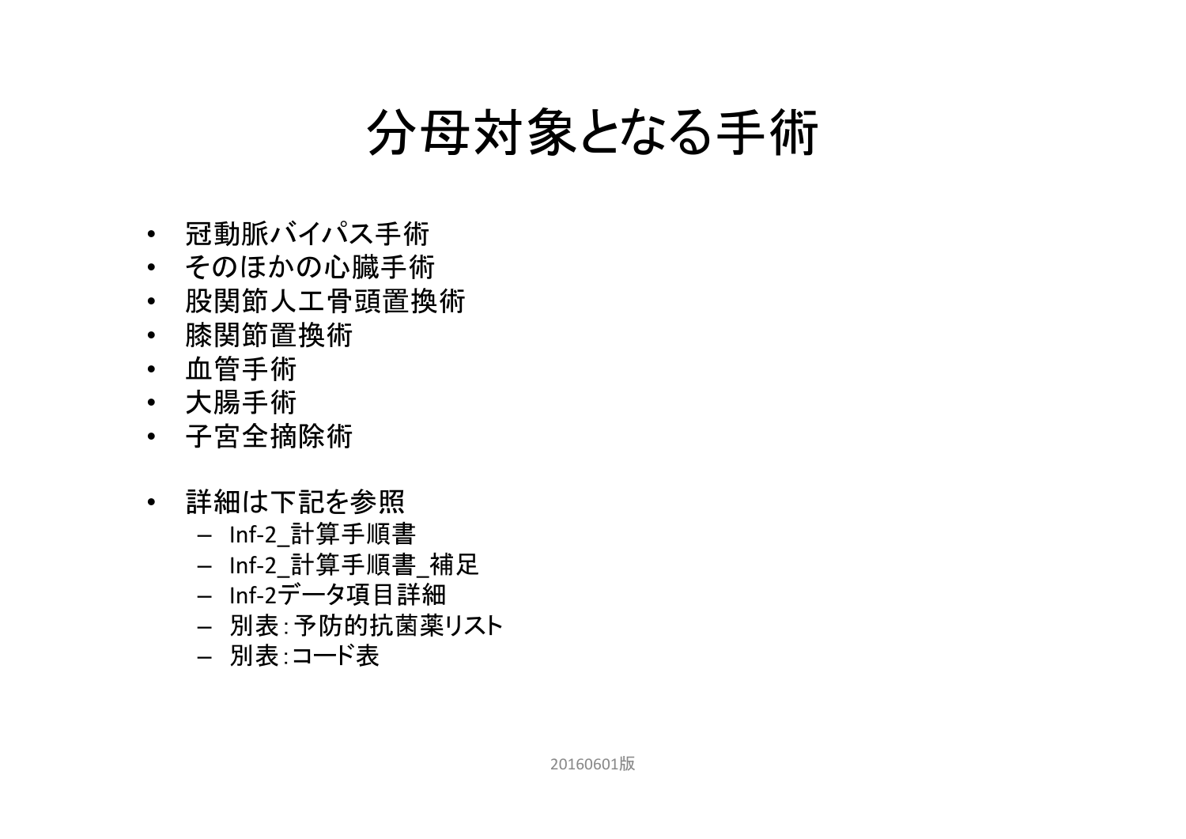# 分母対象となる手術

- 冠動脈バイパス手術
- そのほかの心臓手術
- 股関節人工骨頭置換術
- 膝関節置換術
- 血管手術
- 大腸手術
- 子宮全摘除術

- 詳細は下記を参照
  - Inf-2_計算手順書
  - Inf-2_計算手順書_補足
  - Inf-2データ項目詳細
  - 別表：予防的抗菌薬リスト
  - 別表：コード表

20160601版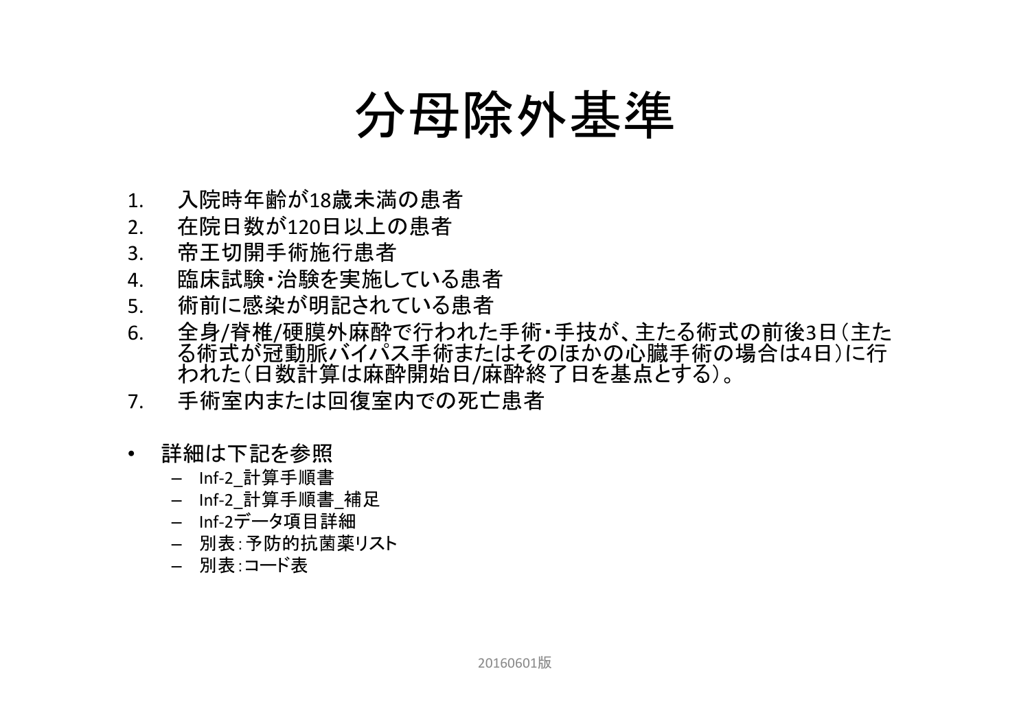# 分母除外基準

1. 入院時年齢が18歳未満の患者
2. 在院日数が120日以上の患者
3. 帝王切開手術施行患者
4. 臨床試験・治験を実施している患者
5. 術前に感染が明記されている患者
6. 全身/脊椎/硬膜外麻酔で行われた手術・手技が、主たる術式の前後3日（主たる術式が冠動脈バイパス手術またはそのほかの心臓手術の場合は4日）に行われた（日数計算は麻酔開始日/麻酔終了日を基点とする）。
7. 手術室内または回復室内での死亡患者

- 詳細は下記を参照
  - Inf-2_計算手順書
  - Inf-2_計算手順書_補足
  - Inf-2データ項目詳細
  - 別表：予防的抗菌薬リスト
  - 別表：コード表

20160601版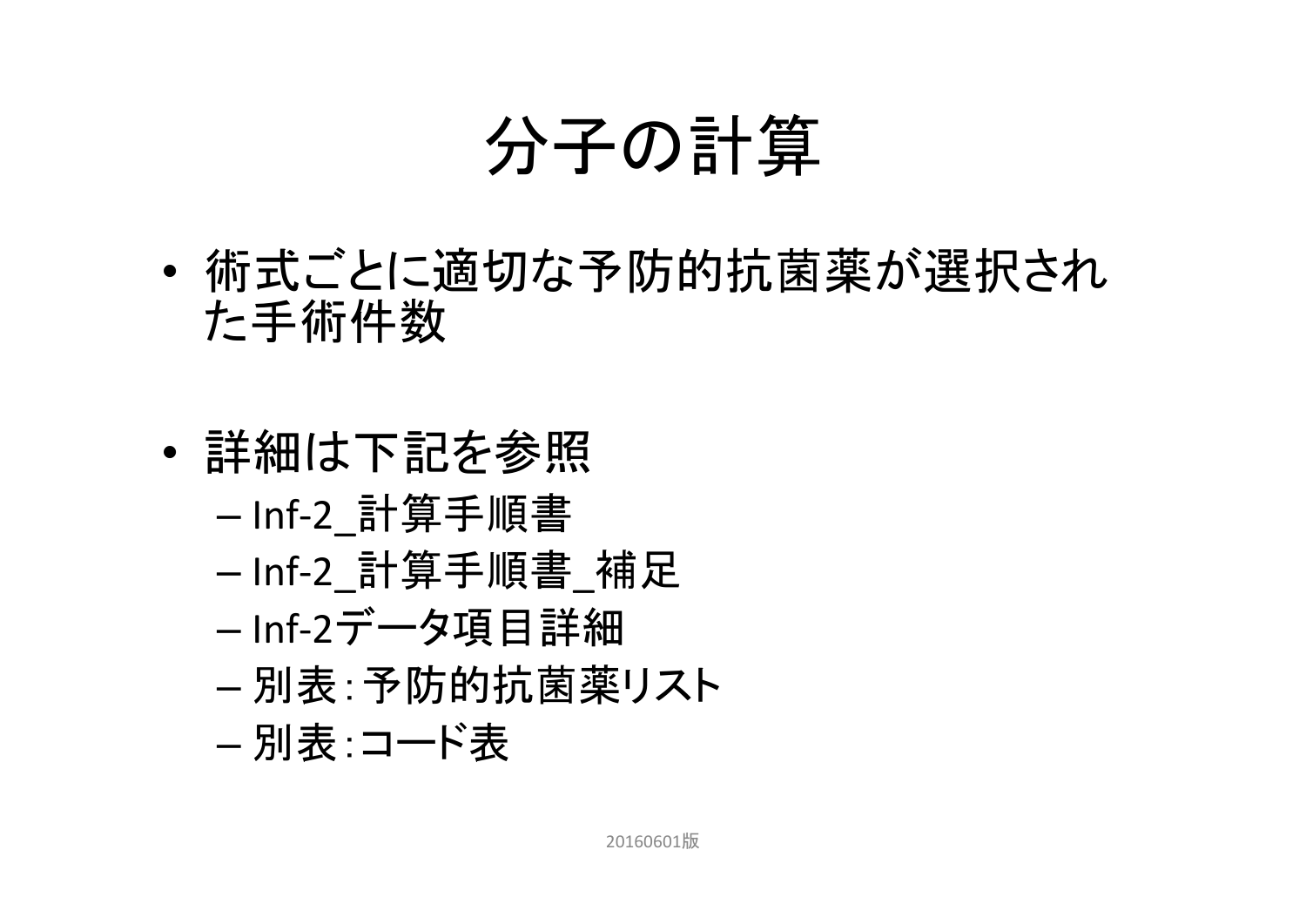# 分子の計算

- 術式ごとに適切な予防的抗菌薬が選択された手術件数

- 詳細は下記を参照
  - Inf-2_計算手順書
  - Inf-2_計算手順書_補足
  - Inf-2データ項目詳細
  - 別表：予防的抗菌薬リスト
  - 別表：コード表

20160601版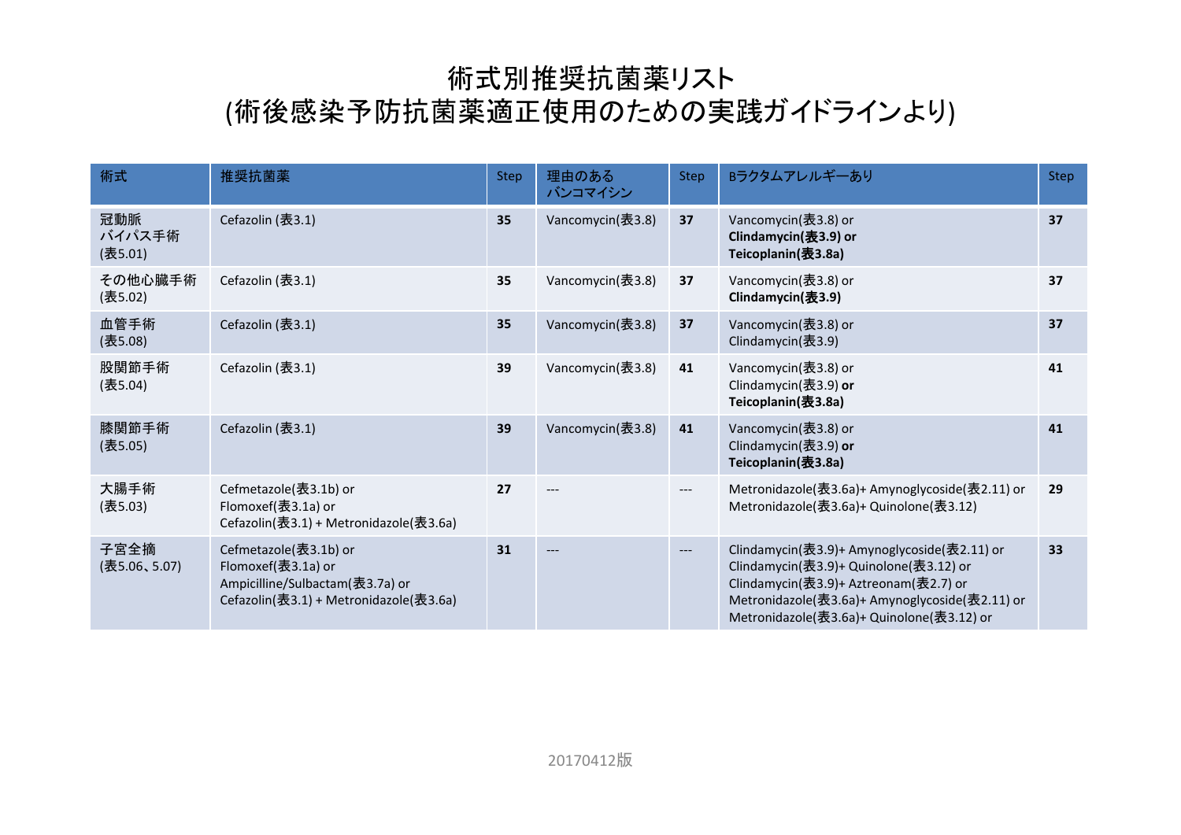# 術式別推奨抗菌薬リスト
# (術後感染予防抗菌薬適正使用のための実践ガイドラインより)

| 術式 | 推奨抗菌薬 | Step | 理由のある<br>バンコマイシン | Step | Bラクタムアレルギーあり | Step |
|---|---|---|---|---|---|---|
| 冠動脈<br>バイパス手術<br>(表5.01) | Cefazolin (表3.1) | **35** | Vancomycin(表3.8) | **37** | Vancomycin(表3.8) or<br>**Clindamycin(表3.9) or**<br>**Teicoplanin(表3.8a)** | **37** |
| その他心臓手術<br>(表5.02) | Cefazolin (表3.1) | **35** | Vancomycin(表3.8) | **37** | Vancomycin(表3.8) or<br>**Clindamycin(表3.9)** | **37** |
| 血管手術<br>(表5.08) | Cefazolin (表3.1) | **35** | Vancomycin(表3.8) | **37** | Vancomycin(表3.8) or<br>Clindamycin(表3.9) | **37** |
| 股関節手術<br>(表5.04) | Cefazolin (表3.1) | **39** | Vancomycin(表3.8) | **41** | Vancomycin(表3.8) or<br>Clindamycin(表3.9) **or**<br>**Teicoplanin(表3.8a)** | **41** |
| 膝関節手術<br>(表5.05) | Cefazolin (表3.1) | **39** | Vancomycin(表3.8) | **41** | Vancomycin(表3.8) or<br>Clindamycin(表3.9) **or**<br>**Teicoplanin(表3.8a)** | **41** |
| 大腸手術<br>(表5.03) | Cefmetazole(表3.1b) or<br>Flomoxef(表3.1a) or<br>Cefazolin(表3.1) + Metronidazole(表3.6a) | **27** | --- | --- | Metronidazole(表3.6a)+ Amynoglycoside(表2.11) or<br>Metronidazole(表3.6a)+ Quinolone(表3.12) | **29** |
| 子宮全摘<br>(表5.06、5.07) | Cefmetazole(表3.1b) or<br>Flomoxef(表3.1a) or<br>Ampicilline/Sulbactam(表3.7a) or<br>Cefazolin(表3.1) + Metronidazole(表3.6a) | **31** | --- | --- | Clindamycin(表3.9)+ Amynoglycoside(表2.11) or<br>Clindamycin(表3.9)+ Quinolone(表3.12) or<br>Clindamycin(表3.9)+ Aztreonam(表2.7) or<br>Metronidazole(表3.6a)+ Amynoglycoside(表2.11) or<br>Metronidazole(表3.6a)+ Quinolone(表3.12) or | **33** |

20170412版